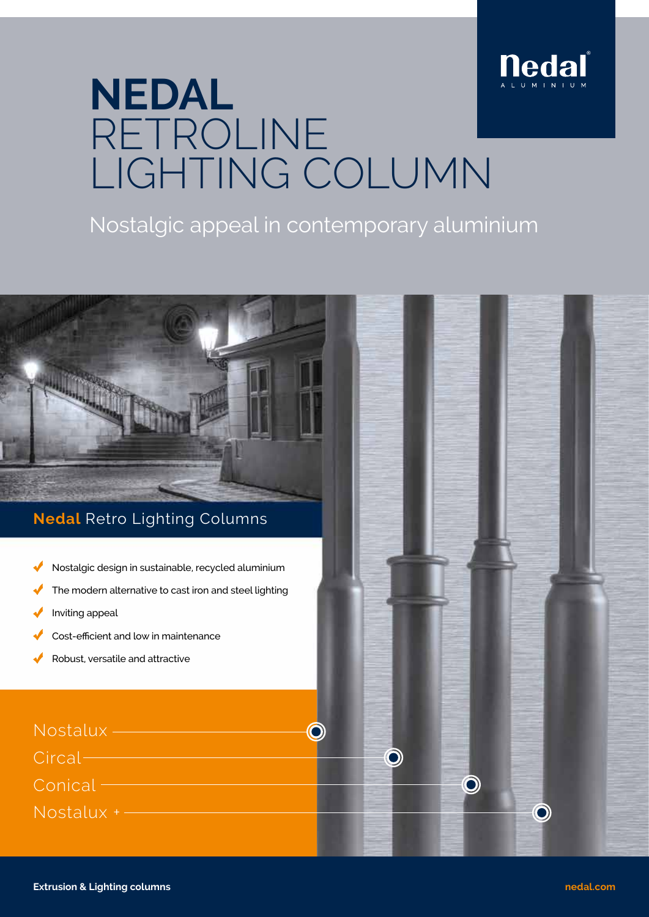# NEDAL RETROLINE LIGHTING COLUMN

Nedal ALUMINIUM

Nostalgic appeal in contemporary aluminium

## **Nedal** Retro Lighting Columns

- Nostalgic design in sustainable, recycled aluminium
- The modern alternative to cast iron and steel lighting
- Inviting appeal
- Cost-efficient and low in maintenance
- Robust, versatile and attractive

Nostalux

Circal

Conical

Nostalux +

**Extrusion & Lighting columns**

nedal.com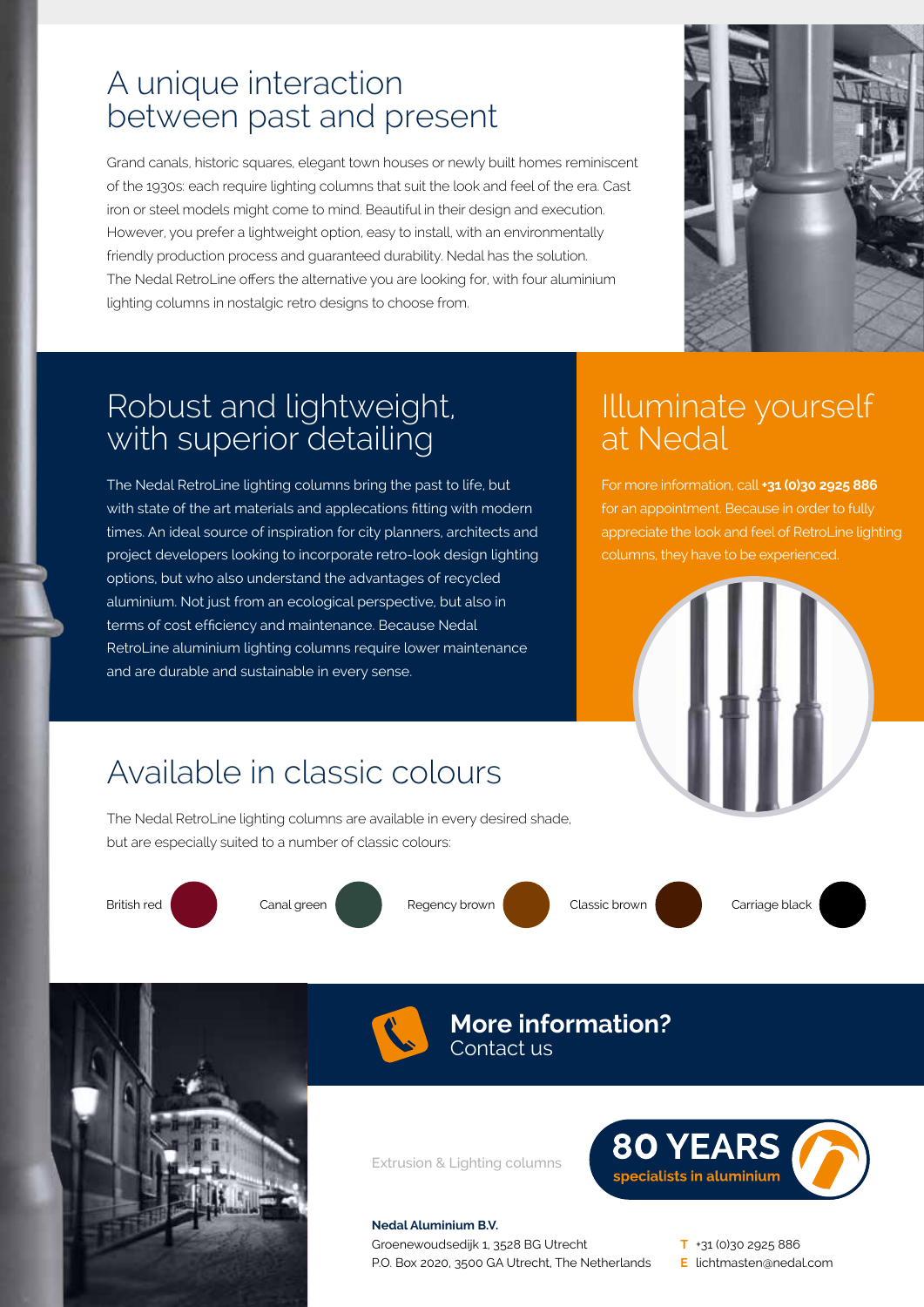# A unique interaction between past and present

Grand canals, historic squares, elegant town houses or newly built homes reminiscent of the 1930s: each require lighting columns that suit the look and feel of the era. Cast iron or steel models might come to mind. Beautiful in their design and execution. However, you prefer a lightweight option, easy to install, with an environmentally friendly production process and guaranteed durability. Nedal has the solution. The Nedal RetroLine offers the alternative you are looking for, with four aluminium lighting columns in nostalgic retro designs to choose from.

## Robust and lightweight, with superior detailing

The Nedal RetroLine lighting columns bring the past to life, but with state of the art materials and applecations fitting with modern times. An ideal source of inspiration for city planners, architects and project developers looking to incorporate retro-look design lighting options, but who also understand the advantages of recycled aluminium. Not just from an ecological perspective, but also in terms of cost efficiency and maintenance. Because Nedal RetroLine aluminium lighting columns require lower maintenance and are durable and sustainable in every sense.

## Illuminate yourself at Nedal

For more information, call **+31 (0)30 2925 886** for an appointment. Because in order to fully appreciate the look and feel of RetroLine lighting columns, they have to be experienced.

## Available in classic colours

The Nedal RetroLine lighting columns are available in every desired shade, but are especially suited to a number of classic colours:

British red

Canal green

Regency brown

Classic brown

Carriage black

**More information?**
Contact us

Extrusion & Lighting columns

**80 YEARS**
**specialists in aluminium**

**Nedal Aluminium B.V.**
Groenewoudsedijk 1, 3528 BG Utrecht
P.O. Box 2020, 3500 GA Utrecht, The Netherlands

**T** +31 (0)30 2925 886
**E** lichtmasten@nedal.com